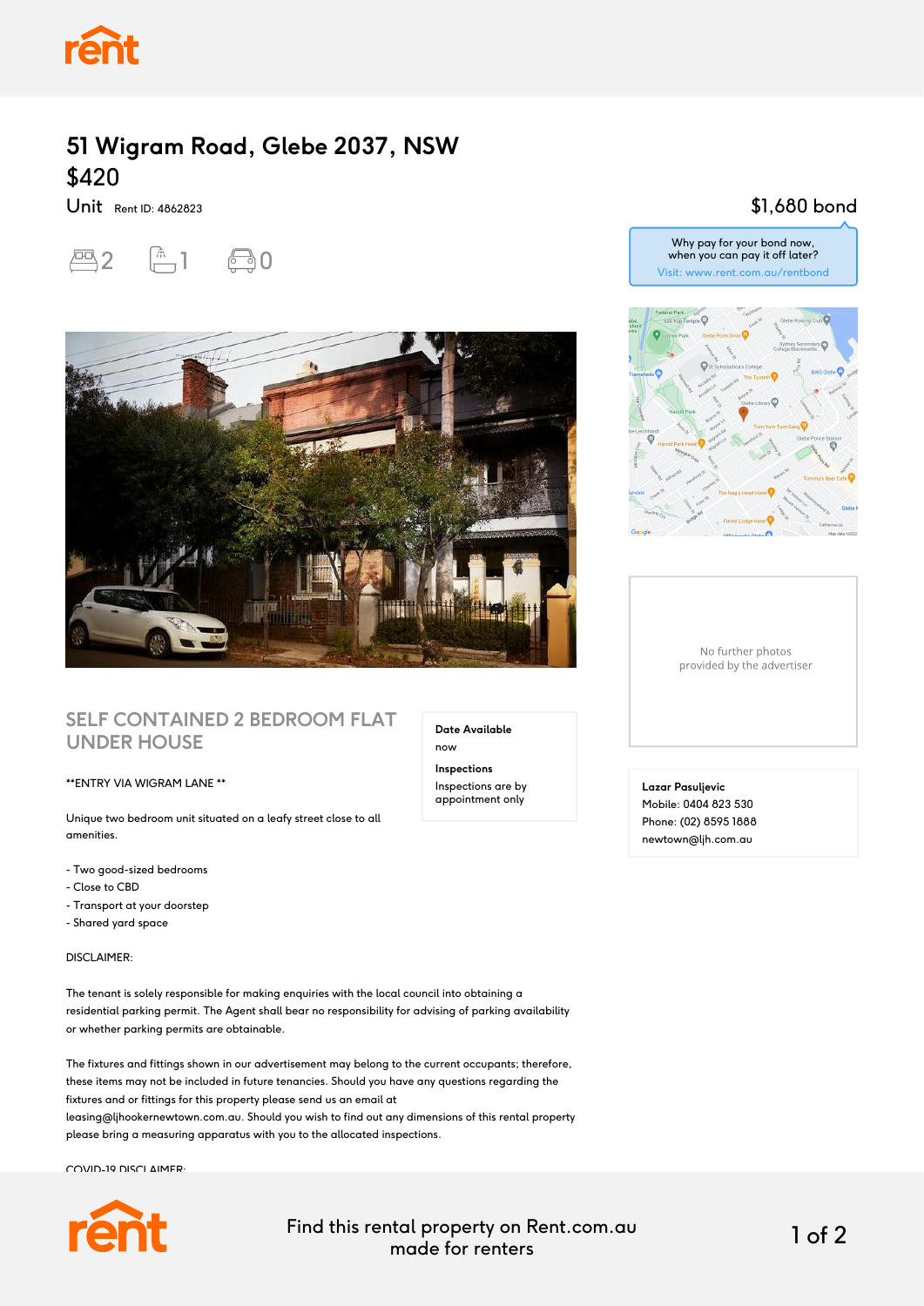# 51 Wigram Road, Glebe 2037, NSW

## $420

Unit Rent ID: 4862823

2 bedrooms · 1 bathroom · 0 parking

$1,680 bond

Why pay for your bond now, when you can pay it off later?
Visit: www.rent.com.au/rentbond

No further photos provided by the advertiser

## SELF CONTAINED 2 BEDROOM FLAT UNDER HOUSE

**Date Available**
now

**Inspections**
Inspections are by appointment only

**ENTRY VIA WIGRAM LANE **

Unique two bedroom unit situated on a leafy street close to all amenities.

- Two good-sized bedrooms
- Close to CBD
- Transport at your doorstep
- Shared yard space

DISCLAIMER:

The tenant is solely responsible for making enquiries with the local council into obtaining a residential parking permit. The Agent shall bear no responsibility for advising of parking availability or whether parking permits are obtainable.

The fixtures and fittings shown in our advertisement may belong to the current occupants; therefore, these items may not be included in future tenancies. Should you have any questions regarding the fixtures and or fittings for this property please send us an email at leasing@ljhookernewtown.com.au. Should you wish to find out any dimensions of this rental property please bring a measuring apparatus with you to the allocated inspections.

COVID-19 DISCLAIMER:

**Lazar Pasuljevic**
Mobile: 0404 823 530
Phone: (02) 8595 1888
newtown@ljh.com.au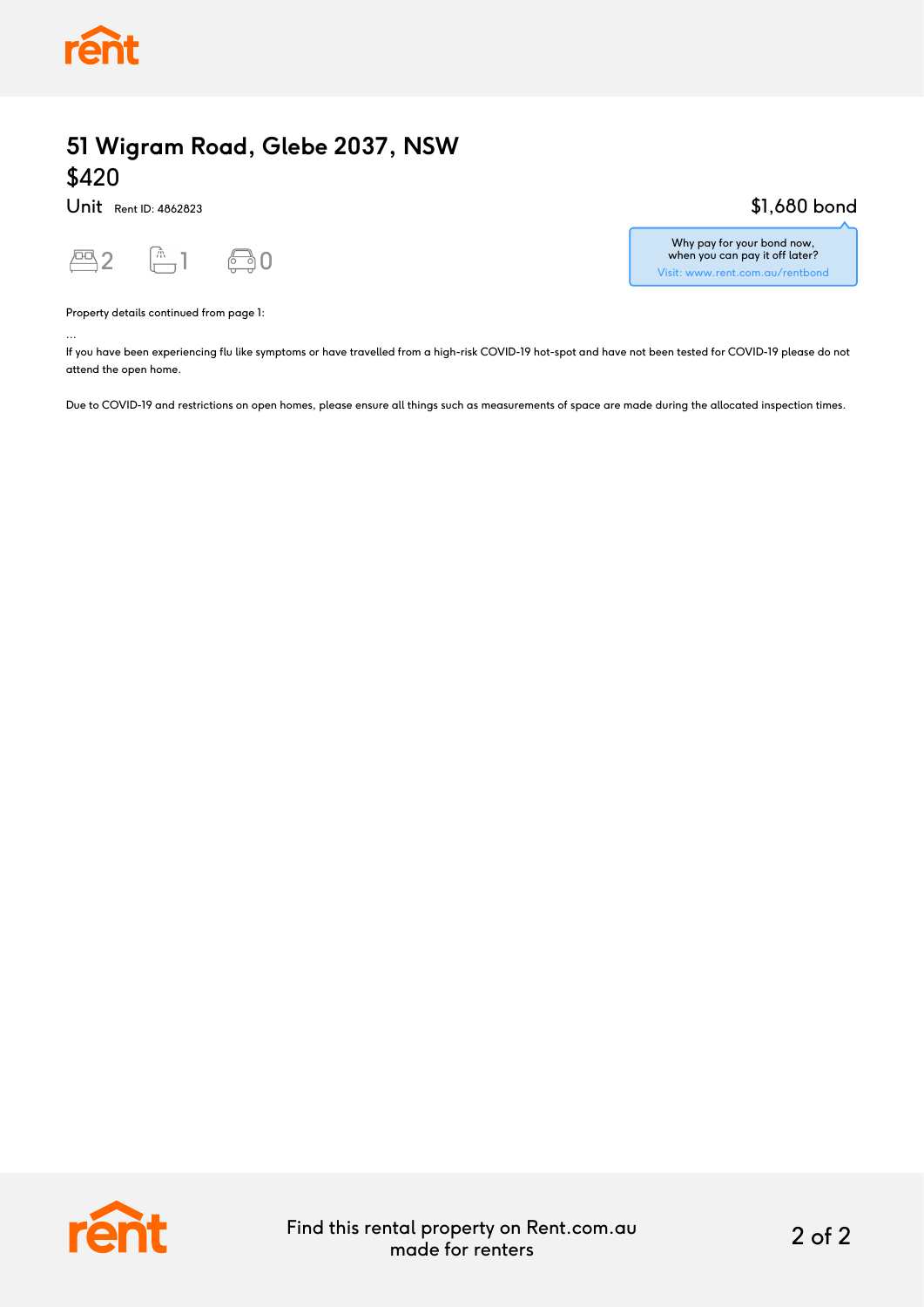# 51 Wigram Road, Glebe 2037, NSW

## $420

Unit Rent ID: 4862823

$1,680 bond

Why pay for your bond now, when you can pay it off later?
Visit: www.rent.com.au/rentbond

2 1 0

Property details continued from page 1:

...

If you have been experiencing flu like symptoms or have travelled from a high-risk COVID-19 hot-spot and have not been tested for COVID-19 please do not attend the open home.

Due to COVID-19 and restrictions on open homes, please ensure all things such as measurements of space are made during the allocated inspection times.

Find this rental property on Rent.com.au made for renters